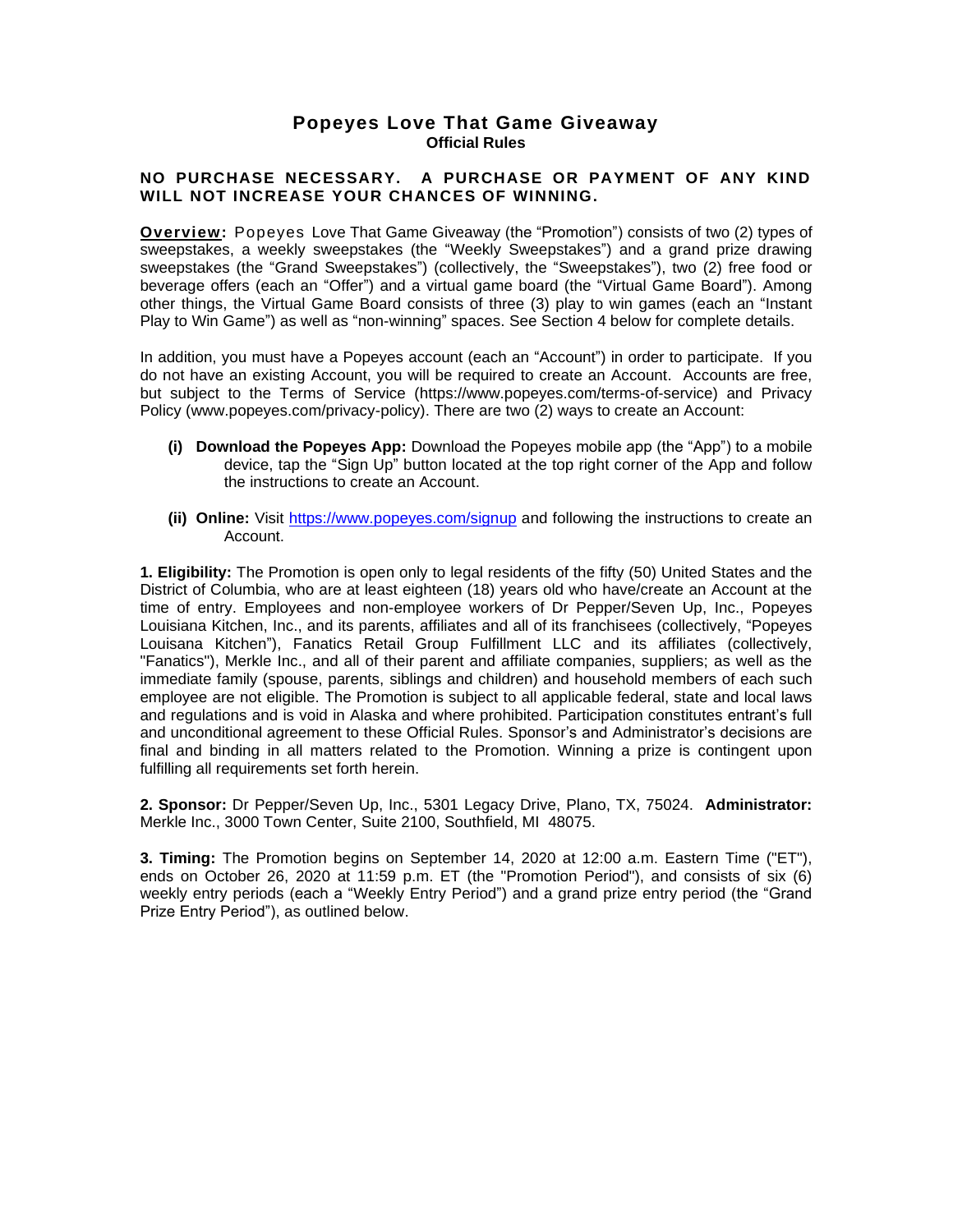# Popeyes Love That Game Giveaway

**Official Rules**

**NO PURCHASE NECESSARY. A PURCHASE OR PAYMENT OF ANY KIND WILL NOT INCREASE YOUR CHANCES OF WINNING.**

**Overview:** Popeyes Love That Game Giveaway (the "Promotion") consists of two (2) types of sweepstakes, a weekly sweepstakes (the "Weekly Sweepstakes") and a grand prize drawing sweepstakes (the "Grand Sweepstakes") (collectively, the "Sweepstakes"), two (2) free food or beverage offers (each an "Offer") and a virtual game board (the "Virtual Game Board"). Among other things, the Virtual Game Board consists of three (3) play to win games (each an "Instant Play to Win Game") as well as "non-winning" spaces. See Section 4 below for complete details.

In addition, you must have a Popeyes account (each an "Account") in order to participate. If you do not have an existing Account, you will be required to create an Account. Accounts are free, but subject to the Terms of Service (https://www.popeyes.com/terms-of-service) and Privacy Policy (www.popeyes.com/privacy-policy). There are two (2) ways to create an Account:

- **(i) Download the Popeyes App:** Download the Popeyes mobile app (the "App") to a mobile device, tap the "Sign Up" button located at the top right corner of the App and follow the instructions to create an Account.
- **(ii) Online:** Visit https://www.popeyes.com/signup and following the instructions to create an Account.

**1. Eligibility:** The Promotion is open only to legal residents of the fifty (50) United States and the District of Columbia, who are at least eighteen (18) years old who have/create an Account at the time of entry. Employees and non-employee workers of Dr Pepper/Seven Up, Inc., Popeyes Louisiana Kitchen, Inc., and its parents, affiliates and all of its franchisees (collectively, "Popeyes Louisana Kitchen"), Fanatics Retail Group Fulfillment LLC and its affiliates (collectively, "Fanatics"), Merkle Inc., and all of their parent and affiliate companies, suppliers; as well as the immediate family (spouse, parents, siblings and children) and household members of each such employee are not eligible. The Promotion is subject to all applicable federal, state and local laws and regulations and is void in Alaska and where prohibited. Participation constitutes entrant's full and unconditional agreement to these Official Rules. Sponsor's and Administrator's decisions are final and binding in all matters related to the Promotion. Winning a prize is contingent upon fulfilling all requirements set forth herein.

**2. Sponsor:** Dr Pepper/Seven Up, Inc., 5301 Legacy Drive, Plano, TX, 75024. **Administrator:** Merkle Inc., 3000 Town Center, Suite 2100, Southfield, MI 48075.

**3. Timing:** The Promotion begins on September 14, 2020 at 12:00 a.m. Eastern Time ("ET"), ends on October 26, 2020 at 11:59 p.m. ET (the "Promotion Period"), and consists of six (6) weekly entry periods (each a "Weekly Entry Period") and a grand prize entry period (the "Grand Prize Entry Period"), as outlined below.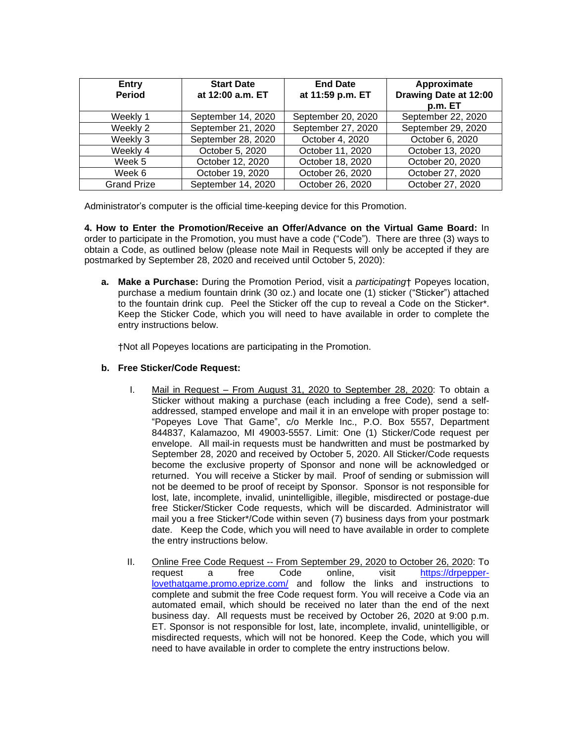| Entry Period | Start Date at 12:00 a.m. ET | End Date at 11:59 p.m. ET | Approximate Drawing Date at 12:00 p.m. ET |
|---|---|---|---|
| Weekly 1 | September 14, 2020 | September 20, 2020 | September 22, 2020 |
| Weekly 2 | September 21, 2020 | September 27, 2020 | September 29, 2020 |
| Weekly 3 | September 28, 2020 | October 4, 2020 | October 6, 2020 |
| Weekly 4 | October 5, 2020 | October 11, 2020 | October 13, 2020 |
| Week 5 | October 12, 2020 | October 18, 2020 | October 20, 2020 |
| Week 6 | October 19, 2020 | October 26, 2020 | October 27, 2020 |
| Grand Prize | September 14, 2020 | October 26, 2020 | October 27, 2020 |

Administrator's computer is the official time-keeping device for this Promotion.

**4. How to Enter the Promotion/Receive an Offer/Advance on the Virtual Game Board:** In order to participate in the Promotion, you must have a code ("Code"). There are three (3) ways to obtain a Code, as outlined below (please note Mail in Requests will only be accepted if they are postmarked by September 28, 2020 and received until October 5, 2020):

**a. Make a Purchase:** During the Promotion Period, visit a *participating*† Popeyes location, purchase a medium fountain drink (30 oz.) and locate one (1) sticker ("Sticker") attached to the fountain drink cup. Peel the Sticker off the cup to reveal a Code on the Sticker*. Keep the Sticker Code, which you will need to have available in order to complete the entry instructions below.

†Not all Popeyes locations are participating in the Promotion.

**b. Free Sticker/Code Request:**

I. Mail in Request – From August 31, 2020 to September 28, 2020: To obtain a Sticker without making a purchase (each including a free Code), send a self-addressed, stamped envelope and mail it in an envelope with proper postage to: "Popeyes Love That Game", c/o Merkle Inc., P.O. Box 5557, Department 844837, Kalamazoo, MI 49003-5557. Limit: One (1) Sticker/Code request per envelope. All mail-in requests must be handwritten and must be postmarked by September 28, 2020 and received by October 5, 2020. All Sticker/Code requests become the exclusive property of Sponsor and none will be acknowledged or returned. You will receive a Sticker by mail. Proof of sending or submission will not be deemed to be proof of receipt by Sponsor. Sponsor is not responsible for lost, late, incomplete, invalid, unintelligible, illegible, misdirected or postage-due free Sticker/Sticker Code requests, which will be discarded. Administrator will mail you a free Sticker*/Code within seven (7) business days from your postmark date. Keep the Code, which you will need to have available in order to complete the entry instructions below.

II. Online Free Code Request -- From September 29, 2020 to October 26, 2020: To request a free Code online, visit https://drpepper-lovethatgame.promo.eprize.com/ and follow the links and instructions to complete and submit the free Code request form. You will receive a Code via an automated email, which should be received no later than the end of the next business day. All requests must be received by October 26, 2020 at 9:00 p.m. ET. Sponsor is not responsible for lost, late, incomplete, invalid, unintelligible, or misdirected requests, which will not be honored. Keep the Code, which you will need to have available in order to complete the entry instructions below.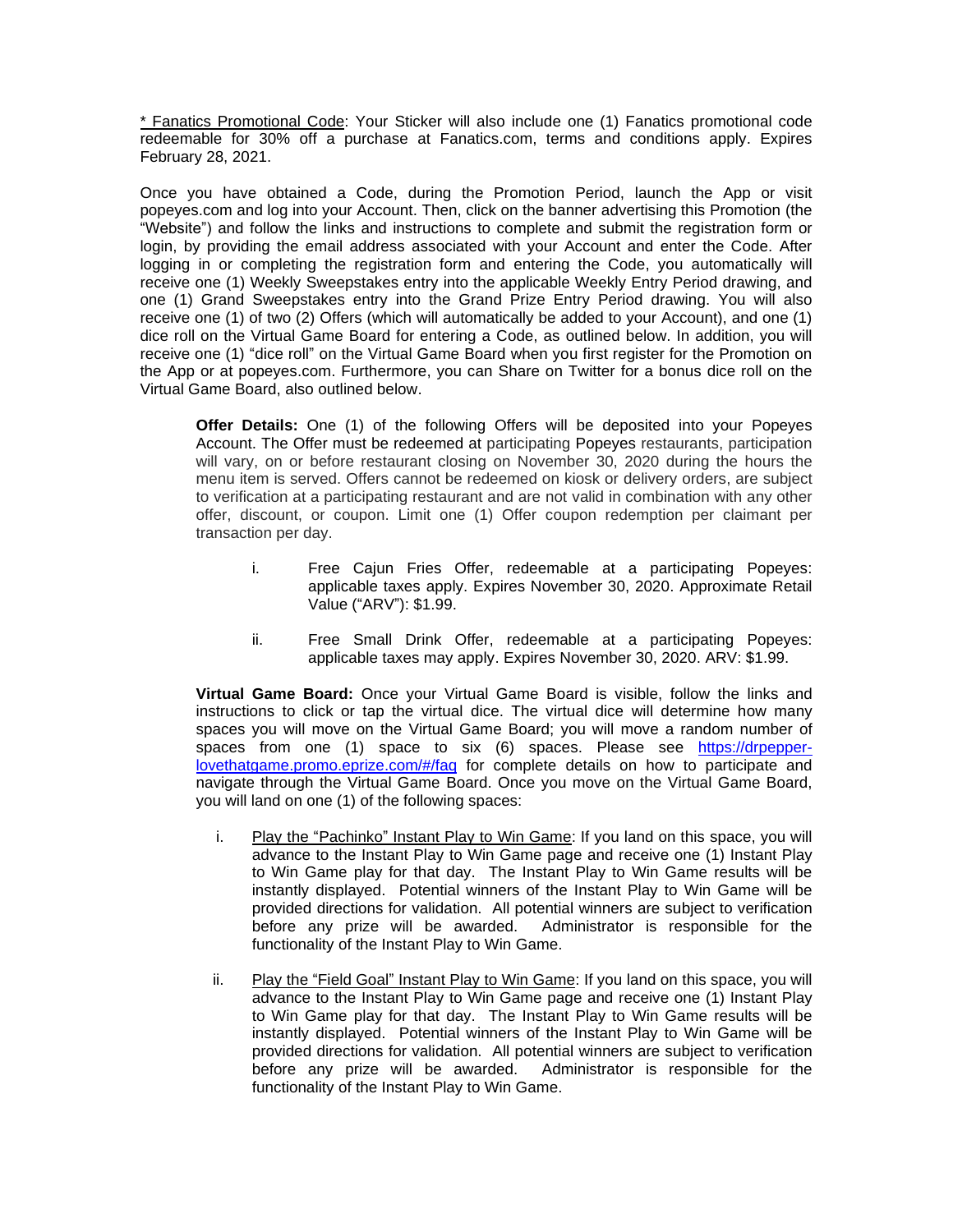\* Fanatics Promotional Code: Your Sticker will also include one (1) Fanatics promotional code redeemable for 30% off a purchase at Fanatics.com, terms and conditions apply. Expires February 28, 2021.

Once you have obtained a Code, during the Promotion Period, launch the App or visit popeyes.com and log into your Account. Then, click on the banner advertising this Promotion (the "Website") and follow the links and instructions to complete and submit the registration form or login, by providing the email address associated with your Account and enter the Code. After logging in or completing the registration form and entering the Code, you automatically will receive one (1) Weekly Sweepstakes entry into the applicable Weekly Entry Period drawing, and one (1) Grand Sweepstakes entry into the Grand Prize Entry Period drawing. You will also receive one (1) of two (2) Offers (which will automatically be added to your Account), and one (1) dice roll on the Virtual Game Board for entering a Code, as outlined below. In addition, you will receive one (1) "dice roll" on the Virtual Game Board when you first register for the Promotion on the App or at popeyes.com. Furthermore, you can Share on Twitter for a bonus dice roll on the Virtual Game Board, also outlined below.

**Offer Details:** One (1) of the following Offers will be deposited into your Popeyes Account. The Offer must be redeemed at participating Popeyes restaurants, participation will vary, on or before restaurant closing on November 30, 2020 during the hours the menu item is served. Offers cannot be redeemed on kiosk or delivery orders, are subject to verification at a participating restaurant and are not valid in combination with any other offer, discount, or coupon. Limit one (1) Offer coupon redemption per claimant per transaction per day.

i. Free Cajun Fries Offer, redeemable at a participating Popeyes: applicable taxes apply. Expires November 30, 2020. Approximate Retail Value ("ARV"): $1.99.

ii. Free Small Drink Offer, redeemable at a participating Popeyes: applicable taxes may apply. Expires November 30, 2020. ARV: $1.99.

**Virtual Game Board:** Once your Virtual Game Board is visible, follow the links and instructions to click or tap the virtual dice. The virtual dice will determine how many spaces you will move on the Virtual Game Board; you will move a random number of spaces from one (1) space to six (6) spaces. Please see https://drpepper-lovethatgame.promo.eprize.com/#/faq for complete details on how to participate and navigate through the Virtual Game Board. Once you move on the Virtual Game Board, you will land on one (1) of the following spaces:

i. Play the "Pachinko" Instant Play to Win Game: If you land on this space, you will advance to the Instant Play to Win Game page and receive one (1) Instant Play to Win Game play for that day. The Instant Play to Win Game results will be instantly displayed. Potential winners of the Instant Play to Win Game will be provided directions for validation. All potential winners are subject to verification before any prize will be awarded. Administrator is responsible for the functionality of the Instant Play to Win Game.

ii. Play the "Field Goal" Instant Play to Win Game: If you land on this space, you will advance to the Instant Play to Win Game page and receive one (1) Instant Play to Win Game play for that day. The Instant Play to Win Game results will be instantly displayed. Potential winners of the Instant Play to Win Game will be provided directions for validation. All potential winners are subject to verification before any prize will be awarded. Administrator is responsible for the functionality of the Instant Play to Win Game.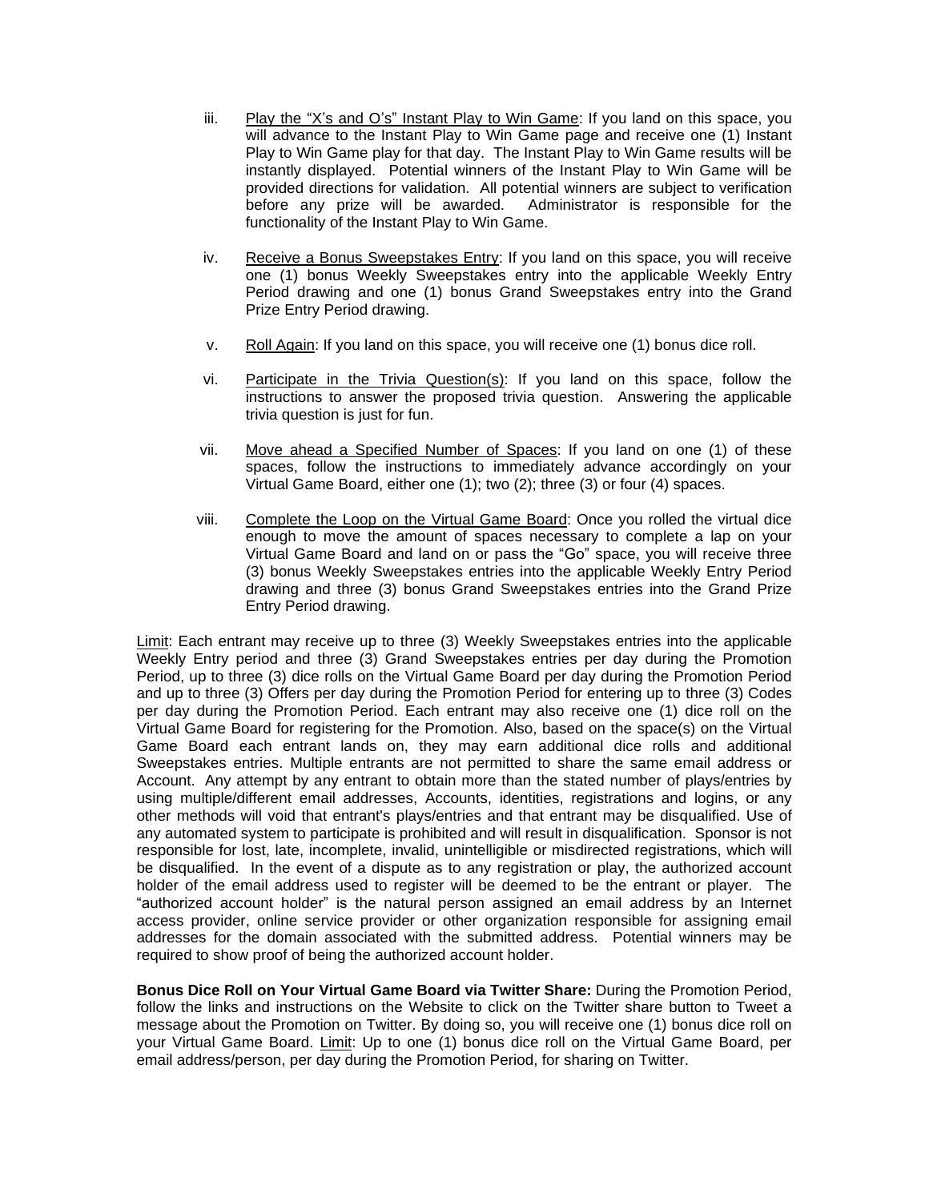iii. <u>Play the "X's and O's" Instant Play to Win Game</u>: If you land on this space, you will advance to the Instant Play to Win Game page and receive one (1) Instant Play to Win Game play for that day. The Instant Play to Win Game results will be instantly displayed. Potential winners of the Instant Play to Win Game will be provided directions for validation. All potential winners are subject to verification before any prize will be awarded. Administrator is responsible for the functionality of the Instant Play to Win Game.

iv. <u>Receive a Bonus Sweepstakes Entry</u>: If you land on this space, you will receive one (1) bonus Weekly Sweepstakes entry into the applicable Weekly Entry Period drawing and one (1) bonus Grand Sweepstakes entry into the Grand Prize Entry Period drawing.

v. <u>Roll Again</u>: If you land on this space, you will receive one (1) bonus dice roll.

vi. <u>Participate in the Trivia Question(s)</u>: If you land on this space, follow the instructions to answer the proposed trivia question. Answering the applicable trivia question is just for fun.

vii. <u>Move ahead a Specified Number of Spaces</u>: If you land on one (1) of these spaces, follow the instructions to immediately advance accordingly on your Virtual Game Board, either one (1); two (2); three (3) or four (4) spaces.

viii. <u>Complete the Loop on the Virtual Game Board</u>: Once you rolled the virtual dice enough to move the amount of spaces necessary to complete a lap on your Virtual Game Board and land on or pass the "Go" space, you will receive three (3) bonus Weekly Sweepstakes entries into the applicable Weekly Entry Period drawing and three (3) bonus Grand Sweepstakes entries into the Grand Prize Entry Period drawing.

<u>Limit</u>: Each entrant may receive up to three (3) Weekly Sweepstakes entries into the applicable Weekly Entry period and three (3) Grand Sweepstakes entries per day during the Promotion Period, up to three (3) dice rolls on the Virtual Game Board per day during the Promotion Period and up to three (3) Offers per day during the Promotion Period for entering up to three (3) Codes per day during the Promotion Period. Each entrant may also receive one (1) dice roll on the Virtual Game Board for registering for the Promotion. Also, based on the space(s) on the Virtual Game Board each entrant lands on, they may earn additional dice rolls and additional Sweepstakes entries. Multiple entrants are not permitted to share the same email address or Account. Any attempt by any entrant to obtain more than the stated number of plays/entries by using multiple/different email addresses, Accounts, identities, registrations and logins, or any other methods will void that entrant's plays/entries and that entrant may be disqualified. Use of any automated system to participate is prohibited and will result in disqualification. Sponsor is not responsible for lost, late, incomplete, invalid, unintelligible or misdirected registrations, which will be disqualified. In the event of a dispute as to any registration or play, the authorized account holder of the email address used to register will be deemed to be the entrant or player. The "authorized account holder" is the natural person assigned an email address by an Internet access provider, online service provider or other organization responsible for assigning email addresses for the domain associated with the submitted address. Potential winners may be required to show proof of being the authorized account holder.

**Bonus Dice Roll on Your Virtual Game Board via Twitter Share:** During the Promotion Period, follow the links and instructions on the Website to click on the Twitter share button to Tweet a message about the Promotion on Twitter. By doing so, you will receive one (1) bonus dice roll on your Virtual Game Board. <u>Limit</u>: Up to one (1) bonus dice roll on the Virtual Game Board, per email address/person, per day during the Promotion Period, for sharing on Twitter.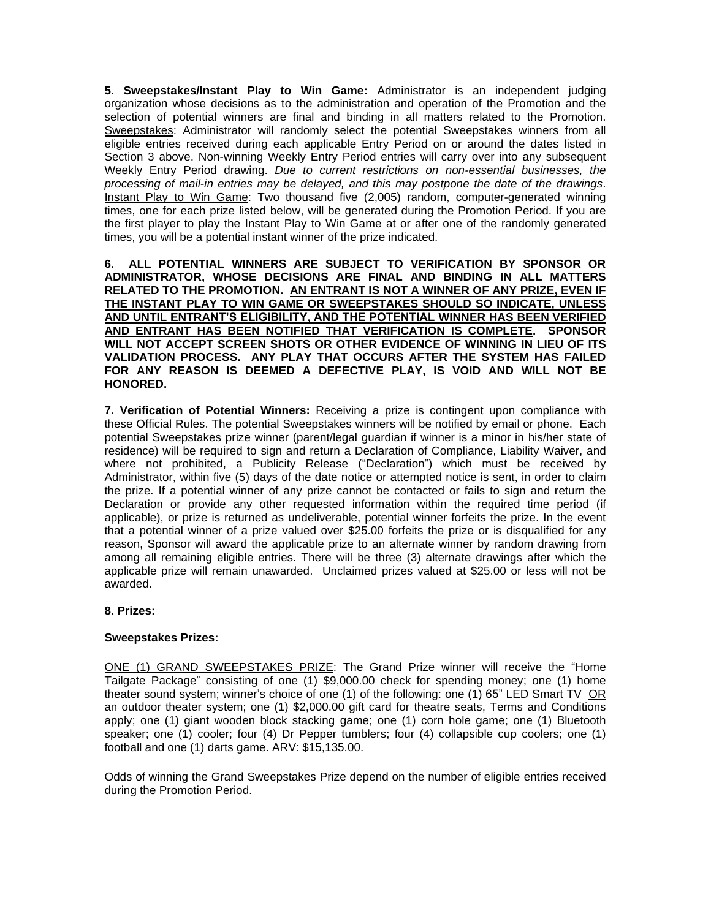**5. Sweepstakes/Instant Play to Win Game:** Administrator is an independent judging organization whose decisions as to the administration and operation of the Promotion and the selection of potential winners are final and binding in all matters related to the Promotion. <u>Sweepstakes</u>: Administrator will randomly select the potential Sweepstakes winners from all eligible entries received during each applicable Entry Period on or around the dates listed in Section 3 above. Non-winning Weekly Entry Period entries will carry over into any subsequent Weekly Entry Period drawing. *Due to current restrictions on non-essential businesses, the processing of mail-in entries may be delayed, and this may postpone the date of the drawings*. <u>Instant Play to Win Game</u>: Two thousand five (2,005) random, computer-generated winning times, one for each prize listed below, will be generated during the Promotion Period. If you are the first player to play the Instant Play to Win Game at or after one of the randomly generated times, you will be a potential instant winner of the prize indicated.

**6. ALL POTENTIAL WINNERS ARE SUBJECT TO VERIFICATION BY SPONSOR OR ADMINISTRATOR, WHOSE DECISIONS ARE FINAL AND BINDING IN ALL MATTERS RELATED TO THE PROMOTION. <u>AN ENTRANT IS NOT A WINNER OF ANY PRIZE, EVEN IF THE INSTANT PLAY TO WIN GAME OR SWEEPSTAKES SHOULD SO INDICATE, UNLESS AND UNTIL ENTRANT'S ELIGIBILITY, AND THE POTENTIAL WINNER HAS BEEN VERIFIED AND ENTRANT HAS BEEN NOTIFIED THAT VERIFICATION IS COMPLETE</u>. SPONSOR WILL NOT ACCEPT SCREEN SHOTS OR OTHER EVIDENCE OF WINNING IN LIEU OF ITS VALIDATION PROCESS. ANY PLAY THAT OCCURS AFTER THE SYSTEM HAS FAILED FOR ANY REASON IS DEEMED A DEFECTIVE PLAY, IS VOID AND WILL NOT BE HONORED.**

**7. Verification of Potential Winners:** Receiving a prize is contingent upon compliance with these Official Rules. The potential Sweepstakes winners will be notified by email or phone. Each potential Sweepstakes prize winner (parent/legal guardian if winner is a minor in his/her state of residence) will be required to sign and return a Declaration of Compliance, Liability Waiver, and where not prohibited, a Publicity Release ("Declaration") which must be received by Administrator, within five (5) days of the date notice or attempted notice is sent, in order to claim the prize. If a potential winner of any prize cannot be contacted or fails to sign and return the Declaration or provide any other requested information within the required time period (if applicable), or prize is returned as undeliverable, potential winner forfeits the prize. In the event that a potential winner of a prize valued over $25.00 forfeits the prize or is disqualified for any reason, Sponsor will award the applicable prize to an alternate winner by random drawing from among all remaining eligible entries. There will be three (3) alternate drawings after which the applicable prize will remain unawarded. Unclaimed prizes valued at $25.00 or less will not be awarded.

**8. Prizes:**

**Sweepstakes Prizes:**

<u>ONE (1) GRAND SWEEPSTAKES PRIZE</u>: The Grand Prize winner will receive the "Home Tailgate Package" consisting of one (1) $9,000.00 check for spending money; one (1) home theater sound system; winner's choice of one (1) of the following: one (1) 65" LED Smart TV <u>OR</u> an outdoor theater system; one (1) $2,000.00 gift card for theatre seats, Terms and Conditions apply; one (1) giant wooden block stacking game; one (1) corn hole game; one (1) Bluetooth speaker; one (1) cooler; four (4) Dr Pepper tumblers; four (4) collapsible cup coolers; one (1) football and one (1) darts game. ARV: $15,135.00.

Odds of winning the Grand Sweepstakes Prize depend on the number of eligible entries received during the Promotion Period.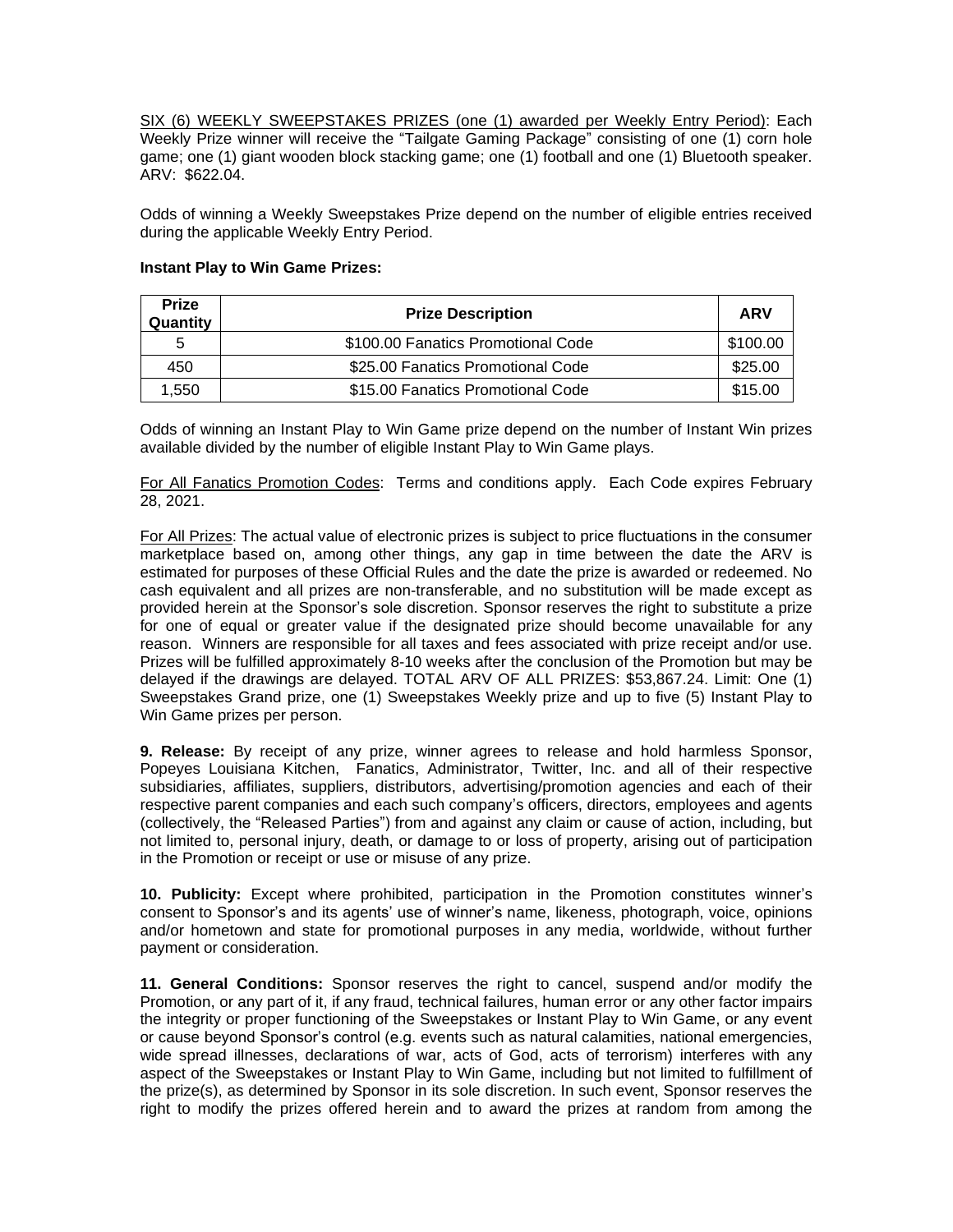SIX (6) WEEKLY SWEEPSTAKES PRIZES (one (1) awarded per Weekly Entry Period): Each Weekly Prize winner will receive the "Tailgate Gaming Package" consisting of one (1) corn hole game; one (1) giant wooden block stacking game; one (1) football and one (1) Bluetooth speaker. ARV: $622.04.

Odds of winning a Weekly Sweepstakes Prize depend on the number of eligible entries received during the applicable Weekly Entry Period.

**Instant Play to Win Game Prizes:**

| Prize Quantity | Prize Description | ARV |
|---|---|---|
| 5 | $100.00 Fanatics Promotional Code | $100.00 |
| 450 | $25.00 Fanatics Promotional Code | $25.00 |
| 1,550 | $15.00 Fanatics Promotional Code | $15.00 |

Odds of winning an Instant Play to Win Game prize depend on the number of Instant Win prizes available divided by the number of eligible Instant Play to Win Game plays.

For All Fanatics Promotion Codes: Terms and conditions apply. Each Code expires February 28, 2021.

For All Prizes: The actual value of electronic prizes is subject to price fluctuations in the consumer marketplace based on, among other things, any gap in time between the date the ARV is estimated for purposes of these Official Rules and the date the prize is awarded or redeemed. No cash equivalent and all prizes are non-transferable, and no substitution will be made except as provided herein at the Sponsor's sole discretion. Sponsor reserves the right to substitute a prize for one of equal or greater value if the designated prize should become unavailable for any reason. Winners are responsible for all taxes and fees associated with prize receipt and/or use. Prizes will be fulfilled approximately 8-10 weeks after the conclusion of the Promotion but may be delayed if the drawings are delayed. TOTAL ARV OF ALL PRIZES: $53,867.24. Limit: One (1) Sweepstakes Grand prize, one (1) Sweepstakes Weekly prize and up to five (5) Instant Play to Win Game prizes per person.

**9. Release:** By receipt of any prize, winner agrees to release and hold harmless Sponsor, Popeyes Louisiana Kitchen, Fanatics, Administrator, Twitter, Inc. and all of their respective subsidiaries, affiliates, suppliers, distributors, advertising/promotion agencies and each of their respective parent companies and each such company's officers, directors, employees and agents (collectively, the "Released Parties") from and against any claim or cause of action, including, but not limited to, personal injury, death, or damage to or loss of property, arising out of participation in the Promotion or receipt or use or misuse of any prize.

**10. Publicity:** Except where prohibited, participation in the Promotion constitutes winner's consent to Sponsor's and its agents' use of winner's name, likeness, photograph, voice, opinions and/or hometown and state for promotional purposes in any media, worldwide, without further payment or consideration.

**11. General Conditions:** Sponsor reserves the right to cancel, suspend and/or modify the Promotion, or any part of it, if any fraud, technical failures, human error or any other factor impairs the integrity or proper functioning of the Sweepstakes or Instant Play to Win Game, or any event or cause beyond Sponsor's control (e.g. events such as natural calamities, national emergencies, wide spread illnesses, declarations of war, acts of God, acts of terrorism) interferes with any aspect of the Sweepstakes or Instant Play to Win Game, including but not limited to fulfillment of the prize(s), as determined by Sponsor in its sole discretion. In such event, Sponsor reserves the right to modify the prizes offered herein and to award the prizes at random from among the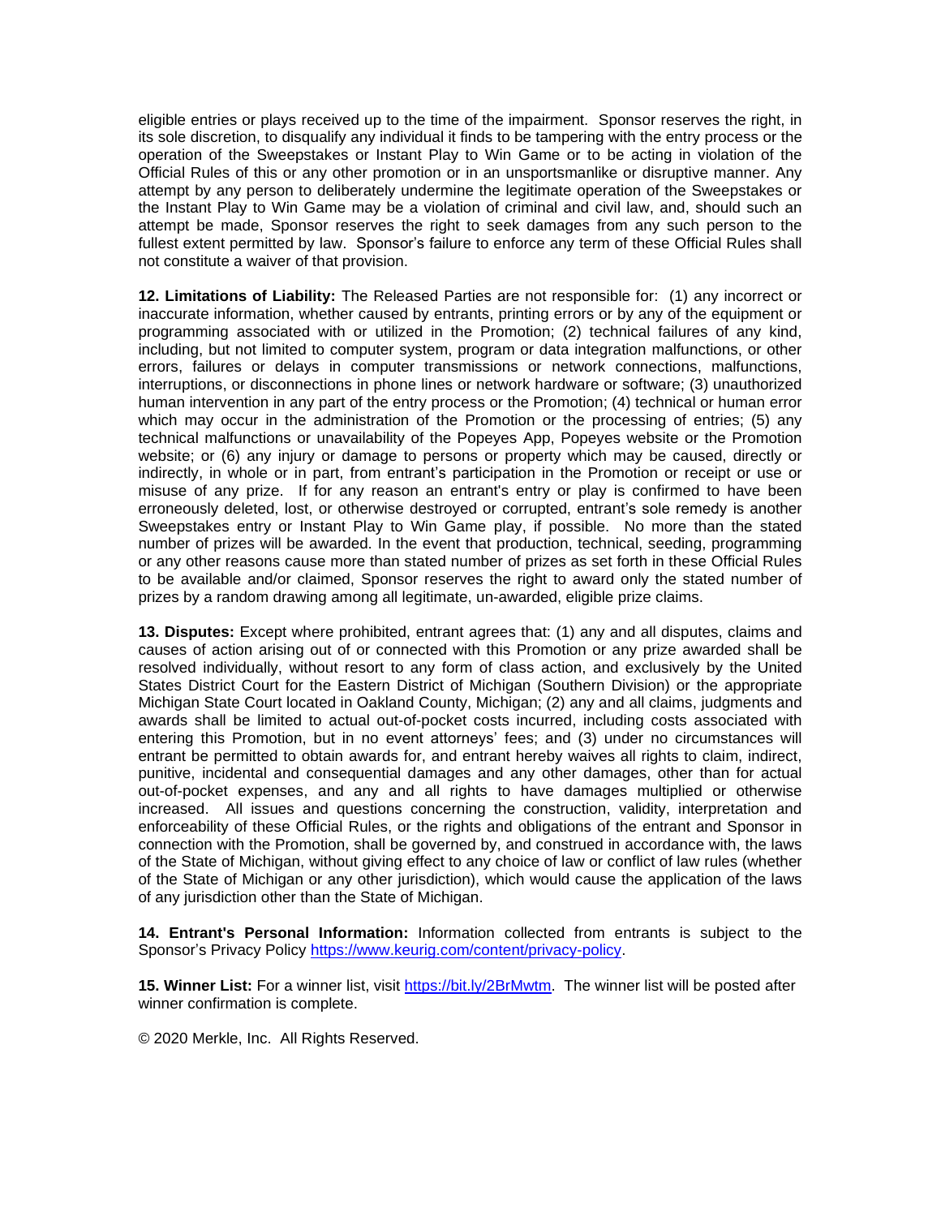eligible entries or plays received up to the time of the impairment. Sponsor reserves the right, in its sole discretion, to disqualify any individual it finds to be tampering with the entry process or the operation of the Sweepstakes or Instant Play to Win Game or to be acting in violation of the Official Rules of this or any other promotion or in an unsportsmanlike or disruptive manner. Any attempt by any person to deliberately undermine the legitimate operation of the Sweepstakes or the Instant Play to Win Game may be a violation of criminal and civil law, and, should such an attempt be made, Sponsor reserves the right to seek damages from any such person to the fullest extent permitted by law. Sponsor's failure to enforce any term of these Official Rules shall not constitute a waiver of that provision.

**12. Limitations of Liability:** The Released Parties are not responsible for: (1) any incorrect or inaccurate information, whether caused by entrants, printing errors or by any of the equipment or programming associated with or utilized in the Promotion; (2) technical failures of any kind, including, but not limited to computer system, program or data integration malfunctions, or other errors, failures or delays in computer transmissions or network connections, malfunctions, interruptions, or disconnections in phone lines or network hardware or software; (3) unauthorized human intervention in any part of the entry process or the Promotion; (4) technical or human error which may occur in the administration of the Promotion or the processing of entries; (5) any technical malfunctions or unavailability of the Popeyes App, Popeyes website or the Promotion website; or (6) any injury or damage to persons or property which may be caused, directly or indirectly, in whole or in part, from entrant's participation in the Promotion or receipt or use or misuse of any prize. If for any reason an entrant's entry or play is confirmed to have been erroneously deleted, lost, or otherwise destroyed or corrupted, entrant's sole remedy is another Sweepstakes entry or Instant Play to Win Game play, if possible. No more than the stated number of prizes will be awarded. In the event that production, technical, seeding, programming or any other reasons cause more than stated number of prizes as set forth in these Official Rules to be available and/or claimed, Sponsor reserves the right to award only the stated number of prizes by a random drawing among all legitimate, un-awarded, eligible prize claims.

**13. Disputes:** Except where prohibited, entrant agrees that: (1) any and all disputes, claims and causes of action arising out of or connected with this Promotion or any prize awarded shall be resolved individually, without resort to any form of class action, and exclusively by the United States District Court for the Eastern District of Michigan (Southern Division) or the appropriate Michigan State Court located in Oakland County, Michigan; (2) any and all claims, judgments and awards shall be limited to actual out-of-pocket costs incurred, including costs associated with entering this Promotion, but in no event attorneys' fees; and (3) under no circumstances will entrant be permitted to obtain awards for, and entrant hereby waives all rights to claim, indirect, punitive, incidental and consequential damages and any other damages, other than for actual out-of-pocket expenses, and any and all rights to have damages multiplied or otherwise increased. All issues and questions concerning the construction, validity, interpretation and enforceability of these Official Rules, or the rights and obligations of the entrant and Sponsor in connection with the Promotion, shall be governed by, and construed in accordance with, the laws of the State of Michigan, without giving effect to any choice of law or conflict of law rules (whether of the State of Michigan or any other jurisdiction), which would cause the application of the laws of any jurisdiction other than the State of Michigan.

**14. Entrant's Personal Information:** Information collected from entrants is subject to the Sponsor's Privacy Policy https://www.keurig.com/content/privacy-policy.

**15. Winner List:** For a winner list, visit https://bit.ly/2BrMwtm. The winner list will be posted after winner confirmation is complete.

© 2020 Merkle, Inc. All Rights Reserved.